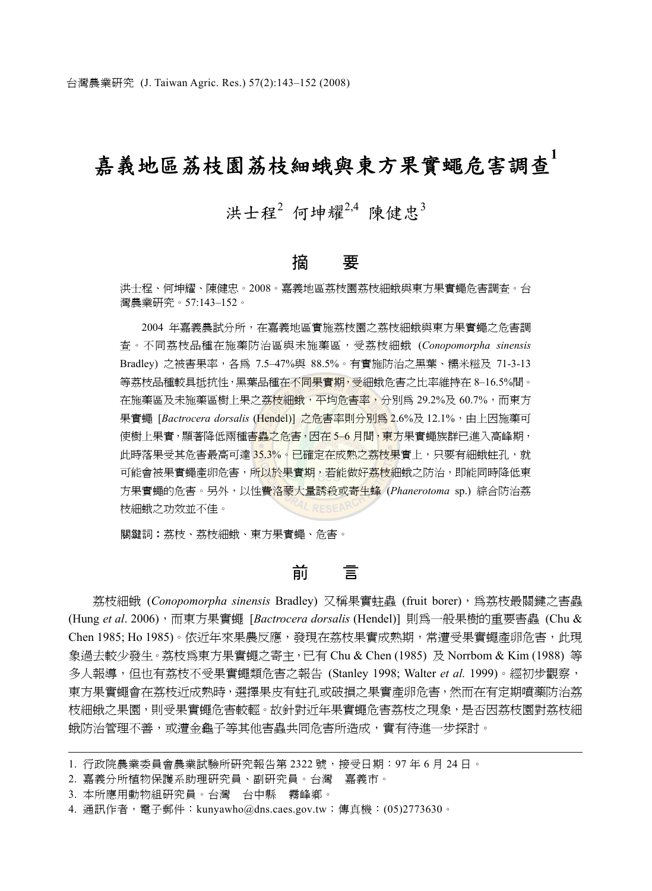# 嘉義地區荔枝園荔枝細蛾與東方果實蠅危害調查[1]

洪士程[2] 何坤耀[2,4] 陳健忠[3]

## 摘 要

洪士程、何坤耀、陳健忠。2008。嘉義地區荔枝園荔枝細蛾與東方果實蠅危害調查。台灣農業研究。57:143–152。

2004 年嘉義農試分所，在嘉義地區實施荔枝園之荔枝細蛾與東方果實蠅之危害調查。不同荔枝品種在施藥防治區與未施藥區，受荔枝細蛾 (*Conopomorpha sinensis* Bradley) 之被害果率，各為 7.5–47%與 88.5%。有實施防治之黑葉、糯米糍及 71-3-13 等荔枝品種較具抵抗性，黑葉品種在不同果實期，受細蛾危害之比率維持在 8–16.5%間。在施藥區及未施藥區樹上果之荔枝細蛾，平均危害率，分別為 29.2%及 60.7%，而東方果實蠅 [*Bactrocera dorsalis* (Hendel)] 之危害率則分別為 2.6%及 12.1%，由上因施藥可使樹上果實，顯著降低兩種害蟲之危害，因在 5–6 月間，東方果實蠅族群已進入高峰期，此時落果受其危害最高可達 35.3%。已確定在成熟之荔枝果實上，只要有細蛾蛀孔，就可能會被果實蠅產卵危害，所以於果實期，若能做好荔枝細蛾之防治，即能同時降低東方果實蠅的危害。另外，以性費洛蒙大量誘殺或寄生蜂 (*Phanerotoma* sp.) 綜合防治荔枝細蛾之功效並不佳。

**關鍵詞**：荔枝、荔枝細蛾、東方果實蠅、危害。

## 前 言

荔枝細蛾 (*Conopomorpha sinensis* Bradley) 又稱果實蛀蟲 (fruit borer)，為荔枝最關鍵之害蟲 (Hung *et al*. 2006)，而東方果實蠅 [*Bactrocera dorsalis* (Hendel)] 則為一般果樹的重要害蟲 (Chu & Chen 1985; Ho 1985)。依近年來果農反應，發現在荔枝果實成熟期，常遭受果實蠅產卵危害，此現象過去較少發生。荔枝為東方果實蠅之寄主，已有 Chu & Chen (1985) 及 Norrbom & Kim (1988) 等多人報導，但也有荔枝不受果實蠅類危害之報告 (Stanley 1998; Walter *et al.* 1999)。經初步觀察，東方果實蠅會在荔枝近成熟時，選擇果皮有蛀孔或破損之果實產卵危害，然而在有定期噴藥防治荔枝細蛾之果園，則受果實蠅危害較輕。故針對近年果實蠅危害荔枝之現象，是否因荔枝園對荔枝細蛾防治管理不善，或遭金龜子等其他害蟲共同危害所造成，實有待進一步探討。

---

1. 行政院農業委員會農業試驗所研究報告第 2322 號，接受日期：97 年 6 月 24 日。
2. 嘉義分所植物保護系助理研究員、副研究員。台灣 嘉義市。
3. 本所應用動物組研究員。台灣 台中縣 霧峰鄉。
4. 通訊作者，電子郵件：kunyawho@dns.caes.gov.tw；傳真機：(05)2773630。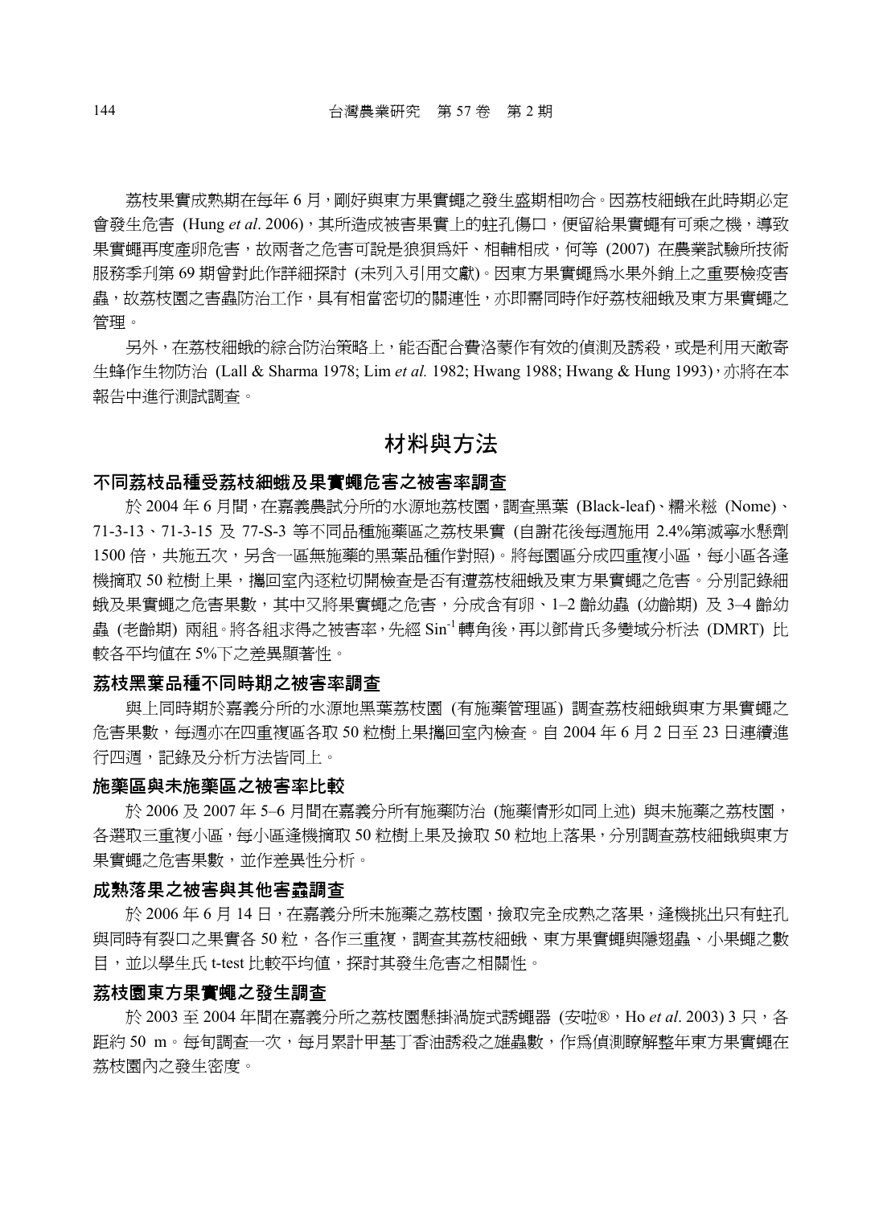荔枝果實成熟期在每年 6 月，剛好與東方果實蠅之發生盛期相吻合。因荔枝細蛾在此時期必定會發生危害 (Hung *et al*. 2006)，其所造成被害果實上的蛀孔傷口，便留給果實蠅有可乘之機，導致果實蠅再度產卵危害，故兩者之危害可說是狼狽為奸、相輔相成，何等 (2007) 在農業試驗所技術服務季刊第 69 期曾對此作詳細探討 (未列入引用文獻)。因東方果實蠅為水果外銷上之重要檢疫害蟲，故荔枝園之害蟲防治工作，具有相當密切的關連性，亦即需同時作好荔枝細蛾及東方果實蠅之管理。

另外，在荔枝細蛾的綜合防治策略上，能否配合費洛蒙作有效的偵測及誘殺，或是利用天敵寄生蜂作生物防治 (Lall & Sharma 1978; Lim *et al.* 1982; Hwang 1988; Hwang & Hung 1993)，亦將在本報告中進行測試調查。

# 材料與方法

## 不同荔枝品種受荔枝細蛾及果實蠅危害之被害率調查

於 2004 年 6 月間，在嘉義農試分所的水源地荔枝園，調查黑葉 (Black-leaf)、糯米糍 (Nome)、71-3-13、71-3-15 及 77-S-3 等不同品種施藥區之荔枝果實 (自謝花後每週施用 2.4%第滅寧水懸劑 1500 倍，共施五次，另含一區無施藥的黑葉品種作對照)。將每園區分成四重複小區，每小區各逢機摘取 50 粒樹上果，攜回室內逐粒切開檢查是否有遭荔枝細蛾及東方果實蠅之危害。分別記錄細蛾及果實蠅之危害果數，其中又將果實蠅之危害，分成含有卵、1–2 齡幼蟲 (幼齡期) 及 3–4 齡幼蟲 (老齡期) 兩組。將各組求得之被害率，先經 $\text{Sin}^{-1}$ 轉角後，再以鄧肯氏多變域分析法 (DMRT) 比較各平均值在 5%下之差異顯著性。

## 荔枝黑葉品種不同時期之被害率調查

與上同時期於嘉義分所的水源地黑葉荔枝園 (有施藥管理區) 調查荔枝細蛾與東方果實蠅之危害果數，每週亦在四重複區各取 50 粒樹上果攜回室內檢查。自 2004 年 6 月 2 日至 23 日連續進行四週，記錄及分析方法皆同上。

## 施藥區與未施藥區之被害率比較

於 2006 及 2007 年 5–6 月間在嘉義分所有施藥防治 (施藥情形如同上述) 與未施藥之荔枝園，各選取三重複小區，每小區逢機摘取 50 粒樹上果及撿取 50 粒地上落果，分別調查荔枝細蛾與東方果實蠅之危害果數，並作差異性分析。

## 成熟落果之被害與其他害蟲調查

於 2006 年 6 月 14 日，在嘉義分所未施藥之荔枝園，撿取完全成熟之落果，逢機挑出只有蛀孔與同時有裂口之果實各 50 粒，各作三重複，調查其荔枝細蛾、東方果實蠅與隱翅蟲、小果蠅之數目，並以學生氏 t-test 比較平均值，探討其發生危害之相關性。

## 荔枝園東方果實蠅之發生調查

於 2003 至 2004 年間在嘉義分所之荔枝園懸掛渦旋式誘蠅器 (安啦®，Ho *et al*. 2003) 3 只，各距約 50 m。每旬調查一次，每月累計甲基丁香油誘殺之雄蟲數，作為偵測瞭解整年東方果實蠅在荔枝園內之發生密度。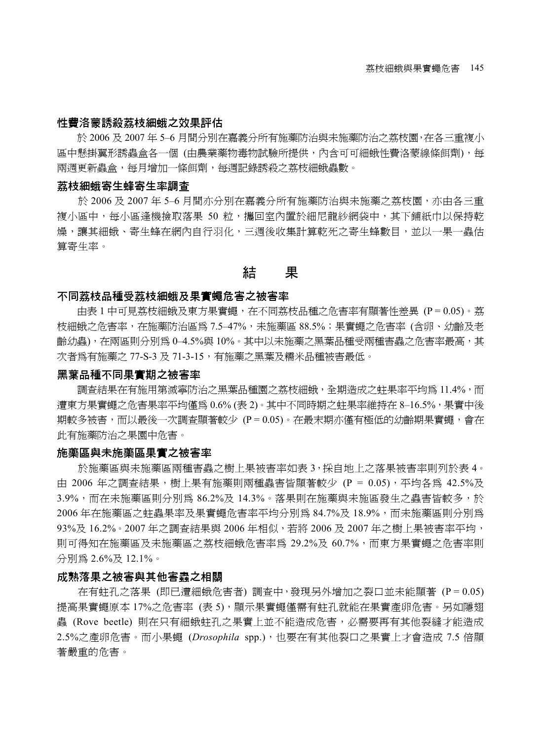### 性費洛蒙誘殺荔枝細蛾之效果評估

於 2006 及 2007 年 5–6 月間分別在嘉義分所有施藥防治與未施藥防治之荔枝園，在各三重複小區中懸掛翼形誘蟲盒各一個 (由農業藥物毒物試驗所提供，內含可可細蛾性費洛蒙線條餌劑)，每兩週更新蟲盒，每月增加一條餌劑，每週記錄誘殺之荔枝細蛾蟲數。

### 荔枝細蛾寄生蜂寄生率調查

於 2006 及 2007 年 5–6 月間亦分別在嘉義分所有施藥防治與未施藥之荔枝園，亦由各三重複小區中，每小區逢機撿取落果 50 粒，攜回室內置於細尼龍紗網袋中，其下鋪紙巾以保持乾燥，讓其細蛾、寄生蜂在網內自行羽化，三週後收集計算乾死之寄生蜂數目，並以一果一蟲估算寄生率。

## 結　果

### 不同荔枝品種受荔枝細蛾及果實蠅危害之被害率

由表 1 中可見荔枝細蛾及東方果實蠅，在不同荔枝品種之危害率有顯著性差異 (P = 0.05)。荔枝細蛾之危害率，在施藥防治區爲 7.5–47%，未施藥區 88.5%；果實蠅之危害率 (含卵、幼齡及老齡幼蟲)，在兩區則分別爲 0–4.5%與 10%。其中以未施藥之黑葉品種受兩種害蟲之危害率最高，其次者爲有施藥之 77-S-3 及 71-3-15，有施藥之黑葉及糯米品種被害最低。

### 黑葉品種不同果實期之被害率

調查結果在有施用第滅寧防治之黑葉品種園之荔枝細蛾，全期造成之蛀果率平均爲 11.4%，而遭東方果實蠅之危害果率平均僅爲 0.6% (表 2)。其中不同時期之蛀果率維持在 8–16.5%，果實中後期較多被害，而以最後一次調查顯著較少 (P = 0.05)。在最末期亦僅有極低的幼齡期果實蠅，會在此有施藥防治之果園中危害。

### 施藥區與未施藥區果實之被害率

於施藥區與未施藥區兩種害蟲之樹上果被害率如表 3，採自地上之落果被害率則列於表 4。由 2006 年之調查結果，樹上果有施藥則兩種蟲害皆顯著較少 (P = 0.05)，平均各爲 42.5%及 3.9%，而在未施藥區則分別爲 86.2%及 14.3%。落果則在施藥與未施區發生之蟲害皆較多，於 2006 年在施藥區之蛀蟲果率及果實蠅危害率平均分別爲 84.7%及 18.9%，而未施藥區則分別爲 93%及 16.2%。2007 年之調查結果與 2006 年相似，若將 2006 及 2007 年之樹上果被害率平均，則可得知在施藥區及未施藥區之荔枝細蛾危害率爲 29.2%及 60.7%，而東方果實蠅之危害率則分別爲 2.6%及 12.1%。

### 成熟落果之被害與其他害蟲之相關

在有蛀孔之落果 (即已遭細蛾危害者) 調查中，發現另外增加之裂口並未能顯著 (P = 0.05) 提高果實蠅原本 17%之危害率 (表 5)，顯示果實蠅僅需有蛀孔就能在果實產卵危害。另如隱翅蟲 (Rove beetle) 則在只有細蛾蛀孔之果實上並不能造成危害，必需要再有其他裂縫才能造成 2.5%之產卵危害。而小果蠅 (*Drosophila* spp.)，也要在有其他裂口之果實上才會造成 7.5 倍顯著嚴重的危害。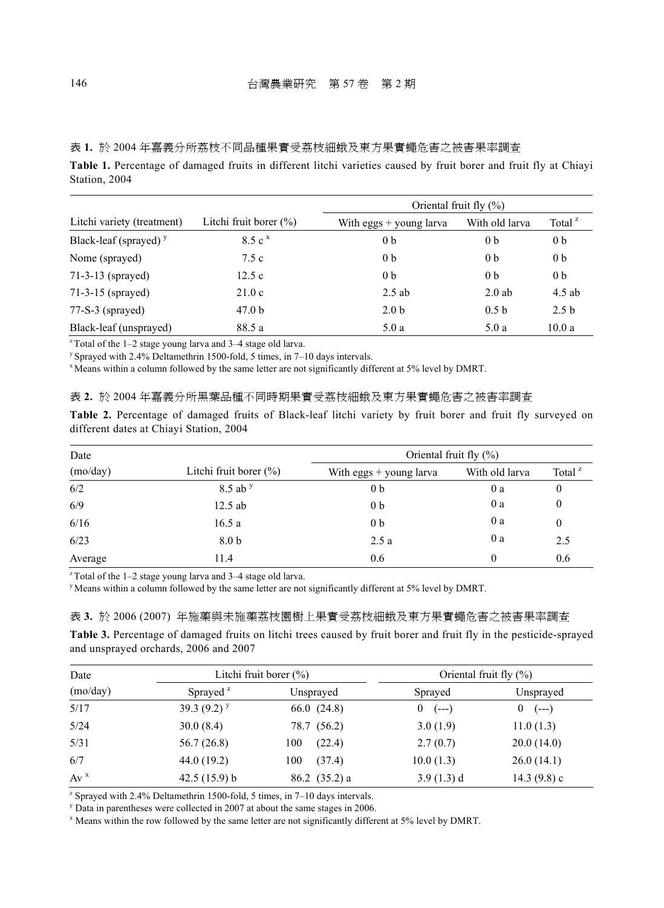表 1. 於 2004 年嘉義分所荔枝不同品種果實受荔枝細蛾及東方果實蠅危害之被害果率調查

**Table 1.** Percentage of damaged fruits in different litchi varieties caused by fruit borer and fruit fly at Chiayi Station, 2004

| Litchi variety (treatment) | Litchi fruit borer (%) | Oriental fruit fly (%) | | |
|---|---|---|---|---|
| | | With eggs + young larva | With old larva | Total [z] |
| Black-leaf (sprayed) [y] | 8.5 c [x] | 0 b | 0 b | 0 b |
| Nome (sprayed) | 7.5 c | 0 b | 0 b | 0 b |
| 71-3-13 (sprayed) | 12.5 c | 0 b | 0 b | 0 b |
| 71-3-15 (sprayed) | 21.0 c | 2.5 ab | 2.0 ab | 4.5 ab |
| 77-S-3 (sprayed) | 47.0 b | 2.0 b | 0.5 b | 2.5 b |
| Black-leaf (unsprayed) | 88.5 a | 5.0 a | 5.0 a | 10.0 a |

[z] Total of the 1–2 stage young larva and 3–4 stage old larva.
[y] Sprayed with 2.4% Deltamethrin 1500-fold, 5 times, in 7–10 days intervals.
[x] Means within a column followed by the same letter are not significantly different at 5% level by DMRT.

表 2. 於 2004 年嘉義分所黑葉品種不同時期果實受荔枝細蛾及東方果實蠅危害之被害率調查

**Table 2.** Percentage of damaged fruits of Black-leaf litchi variety by fruit borer and fruit fly surveyed on different dates at Chiayi Station, 2004

| Date (mo/day) | Litchi fruit borer (%) | Oriental fruit fly (%) | | |
|---|---|---|---|---|
| | | With eggs + young larva | With old larva | Total [z] |
| 6/2 | 8.5 ab [y] | 0 b | 0 a | 0 |
| 6/9 | 12.5 ab | 0 b | 0 a | 0 |
| 6/16 | 16.5 a | 0 b | 0 a | 0 |
| 6/23 | 8.0 b | 2.5 a | 0 a | 2.5 |
| Average | 11.4 | 0.6 | 0 | 0.6 |

[z] Total of the 1–2 stage young larva and 3–4 stage old larva.
[y] Means within a column followed by the same letter are not significantly different at 5% level by DMRT.

表 3. 於 2006 (2007) 年施藥與未施藥荔枝園樹上果實受荔枝細蛾及東方果實蠅危害之被害果率調查

**Table 3.** Percentage of damaged fruits on litchi trees caused by fruit borer and fruit fly in the pesticide-sprayed and unsprayed orchards, 2006 and 2007

| Date (mo/day) | Litchi fruit borer (%) | | Oriental fruit fly (%) | |
|---|---|---|---|---|
| | Sprayed [z] | Unsprayed | Sprayed | Unsprayed |
| 5/17 | 39.3 (9.2) [y] | 66.0 (24.8) | 0 (---) | 0 (---) |
| 5/24 | 30.0 (8.4) | 78.7 (56.2) | 3.0 (1.9) | 11.0 (1.3) |
| 5/31 | 56.7 (26.8) | 100 (22.4) | 2.7 (0.7) | 20.0 (14.0) |
| 6/7 | 44.0 (19.2) | 100 (37.4) | 10.0 (1.3) | 26.0 (14.1) |
| Av [x] | 42.5 (15.9) b | 86.2 (35.2) a | 3.9 (1.3) d | 14.3 (9.8) c |

[z] Sprayed with 2.4% Deltamethrin 1500-fold, 5 times, in 7–10 days intervals.
[y] Data in parentheses were collected in 2007 at about the same stages in 2006.
[x] Means within the row followed by the same letter are not significantly different at 5% level by DMRT.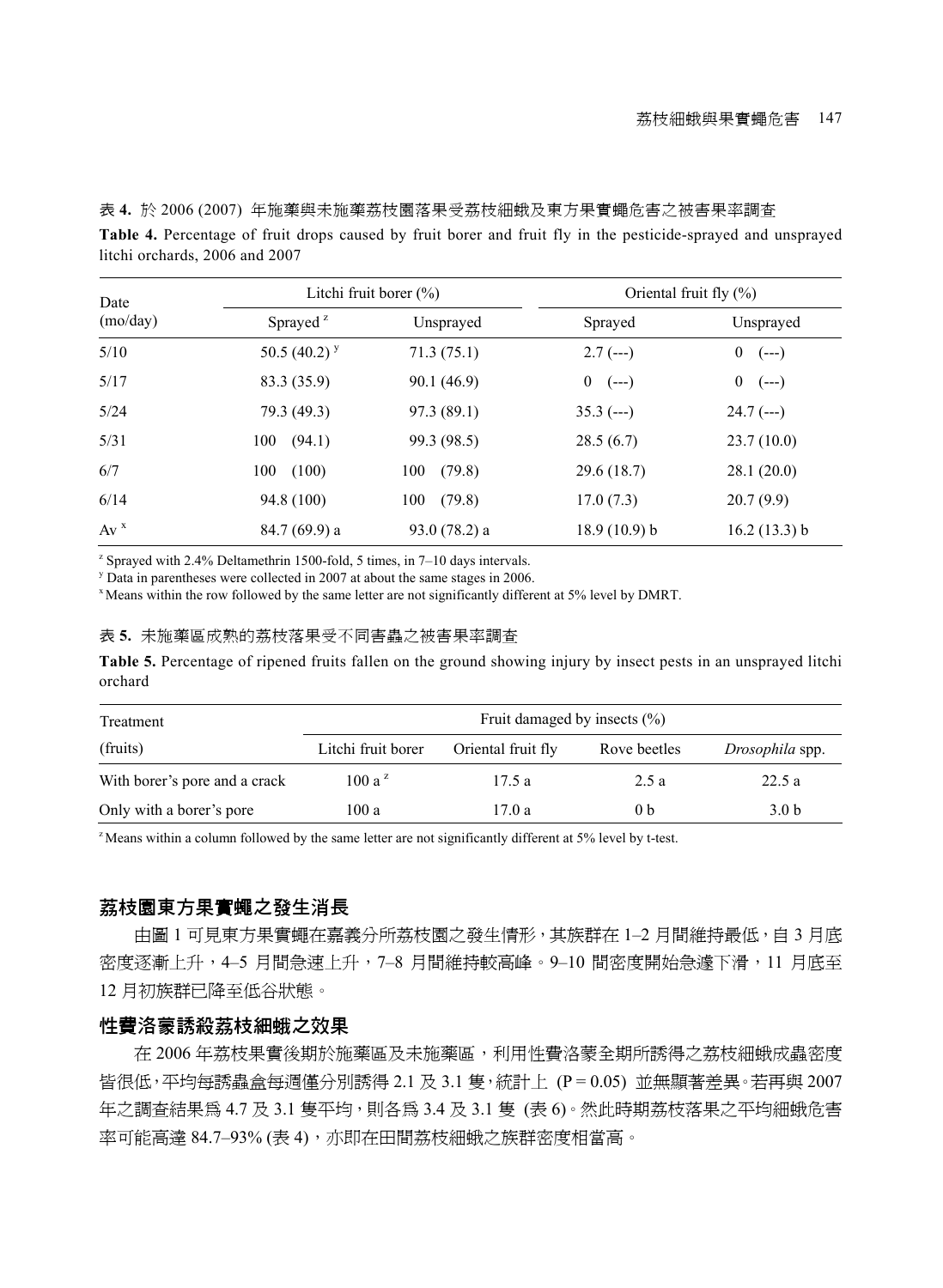表 **4.** 於 2006 (2007) 年施藥與未施藥荔枝園落果受荔枝細蛾及東方果實蠅危害之被害果率調查

**Table 4.** Percentage of fruit drops caused by fruit borer and fruit fly in the pesticide-sprayed and unsprayed litchi orchards, 2006 and 2007

| Date (mo/day) | Litchi fruit borer (%) | | Oriental fruit fly (%) | |
|---|---|---|---|---|
| | Sprayed [z] | Unsprayed | Sprayed | Unsprayed |
| 5/10 | 50.5 (40.2) [y] | 71.3 (75.1) | 2.7 (---) | 0 (---) |
| 5/17 | 83.3 (35.9) | 90.1 (46.9) | 0 (---) | 0 (---) |
| 5/24 | 79.3 (49.3) | 97.3 (89.1) | 35.3 (---) | 24.7 (---) |
| 5/31 | 100 (94.1) | 99.3 (98.5) | 28.5 (6.7) | 23.7 (10.0) |
| 6/7 | 100 (100) | 100 (79.8) | 29.6 (18.7) | 28.1 (20.0) |
| 6/14 | 94.8 (100) | 100 (79.8) | 17.0 (7.3) | 20.7 (9.9) |
| Av [x] | 84.7 (69.9) a | 93.0 (78.2) a | 18.9 (10.9) b | 16.2 (13.3) b |

[z] Sprayed with 2.4% Deltamethrin 1500-fold, 5 times, in 7–10 days intervals.

[y] Data in parentheses were collected in 2007 at about the same stages in 2006.

[x] Means within the row followed by the same letter are not significantly different at 5% level by DMRT.

表 **5.** 未施藥區成熟的荔枝落果受不同害蟲之被害果率調查

**Table 5.** Percentage of ripened fruits fallen on the ground showing injury by insect pests in an unsprayed litchi orchard

| Treatment (fruits) | Fruit damaged by insects (%) | | | |
|---|---|---|---|---|
| | Litchi fruit borer | Oriental fruit fly | Rove beetles | *Drosophila* spp. |
| With borer's pore and a crack | 100 a [z] | 17.5 a | 2.5 a | 22.5 a |
| Only with a borer's pore | 100 a | 17.0 a | 0 b | 3.0 b |

[z] Means within a column followed by the same letter are not significantly different at 5% level by t-test.

## 荔枝園東方果實蠅之發生消長

由圖 1 可見東方果實蠅在嘉義分所荔枝園之發生情形，其族群在 1–2 月間維持最低，自 3 月底密度逐漸上升，4–5 月間急速上升，7–8 月間維持較高峰。9–10 間密度開始急遽下滑，11 月底至 12 月初族群已降至低谷狀態。

## 性費洛蒙誘殺荔枝細蛾之效果

在 2006 年荔枝果實後期於施藥區及未施藥區，利用性費洛蒙全期所誘得之荔枝細蛾成蟲密度皆很低，平均每誘蟲盒每週僅分別誘得 2.1 及 3.1 隻，統計上 ($P = 0.05$) 並無顯著差異。若再與 2007 年之調查結果為 4.7 及 3.1 隻平均，則各為 3.4 及 3.1 隻 (表 6)。然此時期荔枝落果之平均細蛾危害率可能高達 84.7–93% (表 4)，亦即在田間荔枝細蛾之族群密度相當高。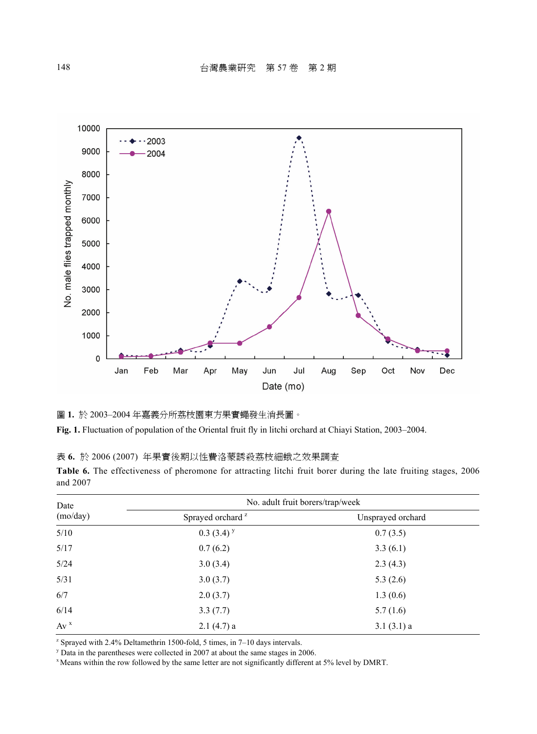圖 1. 於 2003–2004 年嘉義分所荔枝園東方果實蠅發生消長圖。

**Fig. 1.** Fluctuation of population of the Oriental fruit fly in litchi orchard at Chiayi Station, 2003–2004.

表 6. 於 2006 (2007) 年果實後期以性費洛蒙誘殺荔枝細蛾之效果調查

**Table 6.** The effectiveness of pheromone for attracting litchi fruit borer during the late fruiting stages, 2006 and 2007

| Date (mo/day) | No. adult fruit borers/trap/week | |
|---|---|---|
| | Sprayed orchard [z] | Unsprayed orchard |
| 5/10 | 0.3 (3.4) [y] | 0.7 (3.5) |
| 5/17 | 0.7 (6.2) | 3.3 (6.1) |
| 5/24 | 3.0 (3.4) | 2.3 (4.3) |
| 5/31 | 3.0 (3.7) | 5.3 (2.6) |
| 6/7 | 2.0 (3.7) | 1.3 (0.6) |
| 6/14 | 3.3 (7.7) | 5.7 (1.6) |
| Av [x] | 2.1 (4.7) a | 3.1 (3.1) a |

[z] Sprayed with 2.4% Deltamethrin 1500-fold, 5 times, in 7–10 days intervals.
[y] Data in the parentheses were collected in 2007 at about the same stages in 2006.
[x] Means within the row followed by the same letter are not significantly different at 5% level by DMRT.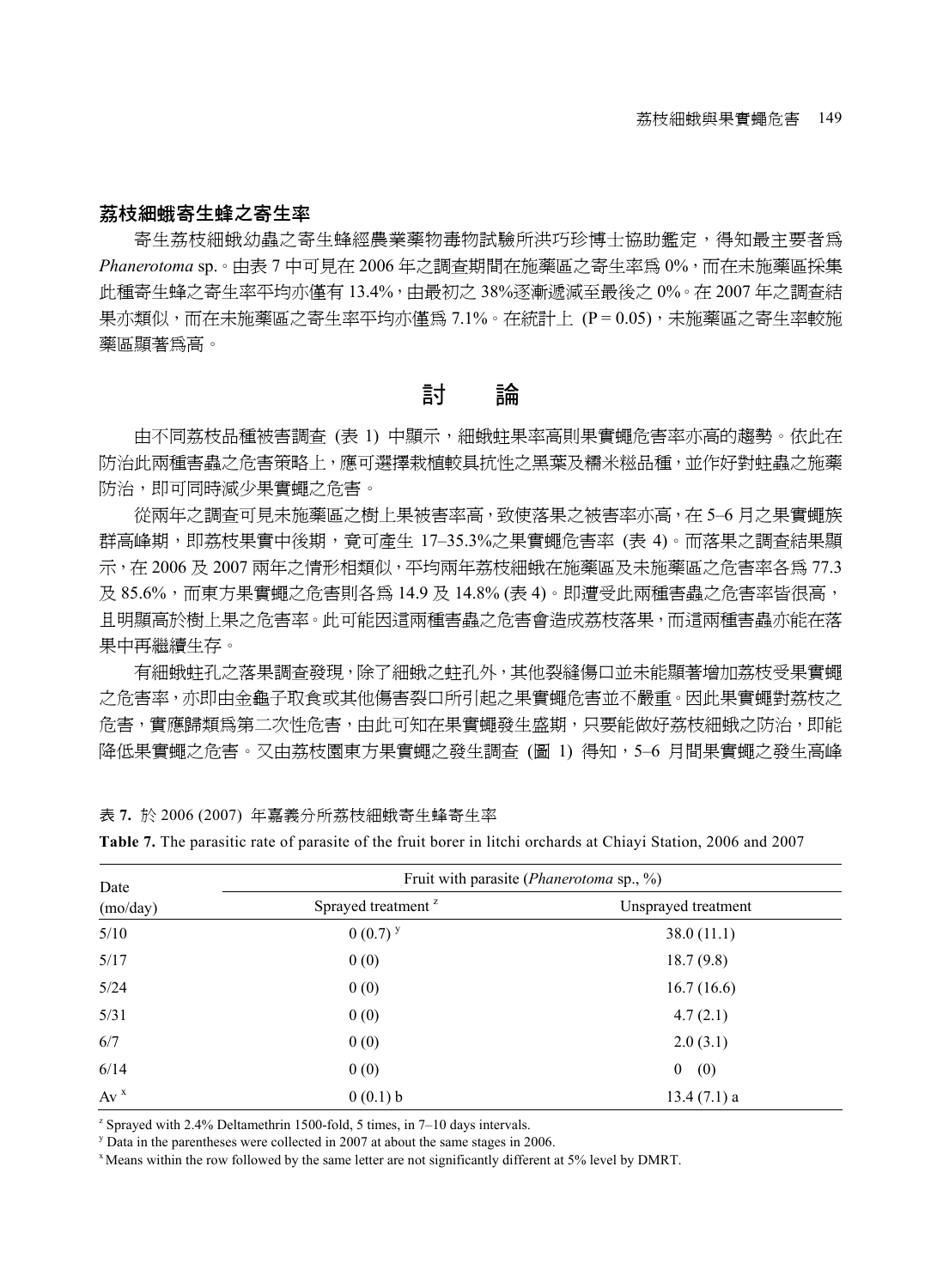### 荔枝細蛾寄生蜂之寄生率

寄生荔枝細蛾幼蟲之寄生蜂經農業藥物毒物試驗所洪巧珍博士協助鑑定，得知最主要者為 *Phanerotoma* sp.。由表 7 中可見在 2006 年之調查期間在施藥區之寄生率為 0%，而在未施藥區採集此種寄生蜂之寄生率平均亦僅有 13.4%，由最初之 38%逐漸遞減至最後之 0%。在 2007 年之調查結果亦類似，而在未施藥區之寄生率平均亦僅為 7.1%。在統計上 (P = 0.05)，未施藥區之寄生率較施藥區顯著為高。

## 討　論

由不同荔枝品種被害調查 (表 1) 中顯示，細蛾蛀果率高則果實蠅危害率亦高的趨勢。依此在防治此兩種害蟲之危害策略上，應可選擇栽植較具抗性之黑葉及糯米糍品種，並作好對蛀蟲之施藥防治，即可同時減少果實蠅之危害。

從兩年之調查可見未施藥區之樹上果被害率高，致使落果之被害率亦高，在 5–6 月之果實蠅族群高峰期，即荔枝果實中後期，竟可產生 17–35.3%之果實蠅危害率 (表 4)。而落果之調查結果顯示，在 2006 及 2007 兩年之情形相類似，平均兩年荔枝細蛾在施藥區及未施藥區之危害率各為 77.3 及 85.6%，而東方果實蠅之危害則各為 14.9 及 14.8% (表 4)。即遭受此兩種害蟲之危害率皆很高，且明顯高於樹上果之危害率。此可能因這兩種害蟲之危害會造成荔枝落果，而這兩種害蟲亦能在落果中再繼續生存。

有細蛾蛀孔之落果調查發現，除了細蛾之蛀孔外，其他裂縫傷口並未能顯著增加荔枝受果實蠅之危害率，亦即由金龜子取食或其他傷害裂口所引起之果實蠅危害並不嚴重。因此果實蠅對荔枝之危害，實應歸類為第二次性危害，由此可知在果實蠅發生盛期，只要能做好荔枝細蛾之防治，即能降低果實蠅之危害。又由荔枝園東方果實蠅之發生調查 (圖 1) 得知，5–6 月間果實蠅之發生高峰

表 **7.** 於 2006 (2007) 年嘉義分所荔枝細蛾寄生蜂寄生率

**Table 7.** The parasitic rate of parasite of the fruit borer in litchi orchards at Chiayi Station, 2006 and 2007

| Date (mo/day) | Fruit with parasite (*Phanerotoma* sp., %) | |
|---|---|---|
| | Sprayed treatment [z] | Unsprayed treatment |
| 5/10 | 0 (0.7) [y] | 38.0 (11.1) |
| 5/17 | 0 (0) | 18.7 (9.8) |
| 5/24 | 0 (0) | 16.7 (16.6) |
| 5/31 | 0 (0) | 4.7 (2.1) |
| 6/7 | 0 (0) | 2.0 (3.1) |
| 6/14 | 0 (0) | 0 (0) |
| Av [x] | 0 (0.1) b | 13.4 (7.1) a |

[z] Sprayed with 2.4% Deltamethrin 1500-fold, 5 times, in 7–10 days intervals.

[y] Data in the parentheses were collected in 2007 at about the same stages in 2006.

[x] Means within the row followed by the same letter are not significantly different at 5% level by DMRT.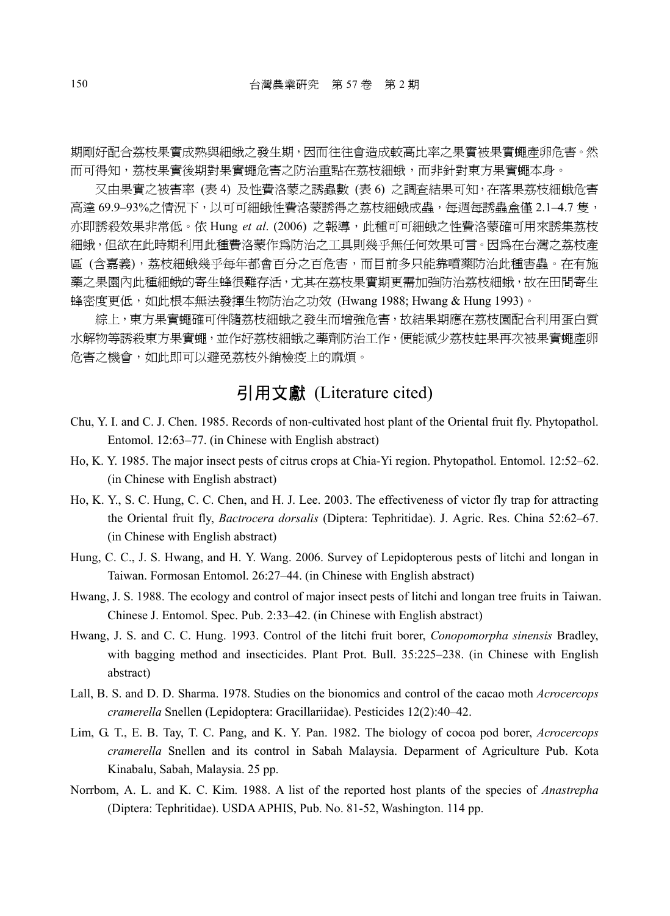期剛好配合荔枝果實成熟與細蛾之發生期，因而往往會造成較高比率之果實被果實蠅產卵危害。然而可得知，荔枝果實後期對果實蠅危害之防治重點在荔枝細蛾，而非針對東方果實蠅本身。

又由果實之被害率 (表 4) 及性費洛蒙之誘蟲數 (表 6) 之調查結果可知，在落果荔枝細蛾危害高達 69.9–93%之情況下，以可可細蛾性費洛蒙誘得之荔枝細蛾成蟲，每週每誘蟲盒僅 2.1–4.7 隻，亦即誘殺效果非常低。依 Hung *et al*. (2006) 之報導，此種可可細蛾之性費洛蒙確可用來誘集荔枝細蛾，但欲在此時期利用此種費洛蒙作為防治之工具則幾乎無任何效果可言。因為在台灣之荔枝產區 (含嘉義)，荔枝細蛾幾乎每年都會百分之百危害，而目前多只能靠噴藥防治此種害蟲。在有施藥之果園內此種細蛾的寄生蜂很難存活，尤其在荔枝果實期更需加強防治荔枝細蛾，故在田間寄生蜂密度更低，如此根本無法發揮生物防治之功效 (Hwang 1988; Hwang & Hung 1993)。

綜上，東方果實蠅確可伴隨荔枝細蛾之發生而增強危害，故結果期應在荔枝園配合利用蛋白質水解物等誘殺東方果實蠅，並作好荔枝細蛾之藥劑防治工作，便能減少荔枝蛀果再次被果實蠅產卵危害之機會，如此即可以避免荔枝外銷檢疫上的麻煩。

## 引用文獻 (Literature cited)

Chu, Y. I. and C. J. Chen. 1985. Records of non-cultivated host plant of the Oriental fruit fly. Phytopathol. Entomol. 12:63–77. (in Chinese with English abstract)

Ho, K. Y. 1985. The major insect pests of citrus crops at Chia-Yi region. Phytopathol. Entomol. 12:52–62. (in Chinese with English abstract)

Ho, K. Y., S. C. Hung, C. C. Chen, and H. J. Lee. 2003. The effectiveness of victor fly trap for attracting the Oriental fruit fly, *Bactrocera dorsalis* (Diptera: Tephritidae). J. Agric. Res. China 52:62–67. (in Chinese with English abstract)

Hung, C. C., J. S. Hwang, and H. Y. Wang. 2006. Survey of Lepidopterous pests of litchi and longan in Taiwan. Formosan Entomol. 26:27–44. (in Chinese with English abstract)

Hwang, J. S. 1988. The ecology and control of major insect pests of litchi and longan tree fruits in Taiwan. Chinese J. Entomol. Spec. Pub. 2:33–42. (in Chinese with English abstract)

Hwang, J. S. and C. C. Hung. 1993. Control of the litchi fruit borer, *Conopomorpha sinensis* Bradley, with bagging method and insecticides. Plant Prot. Bull. 35:225–238. (in Chinese with English abstract)

Lall, B. S. and D. D. Sharma. 1978. Studies on the bionomics and control of the cacao moth *Acrocercops cramerella* Snellen (Lepidoptera: Gracillariidae). Pesticides 12(2):40–42.

Lim, G. T., E. B. Tay, T. C. Pang, and K. Y. Pan. 1982. The biology of cocoa pod borer, *Acrocercops cramerella* Snellen and its control in Sabah Malaysia. Deparment of Agriculture Pub. Kota Kinabalu, Sabah, Malaysia. 25 pp.

Norrbom, A. L. and K. C. Kim. 1988. A list of the reported host plants of the species of *Anastrepha* (Diptera: Tephritidae). USDA APHIS, Pub. No. 81-52, Washington. 114 pp.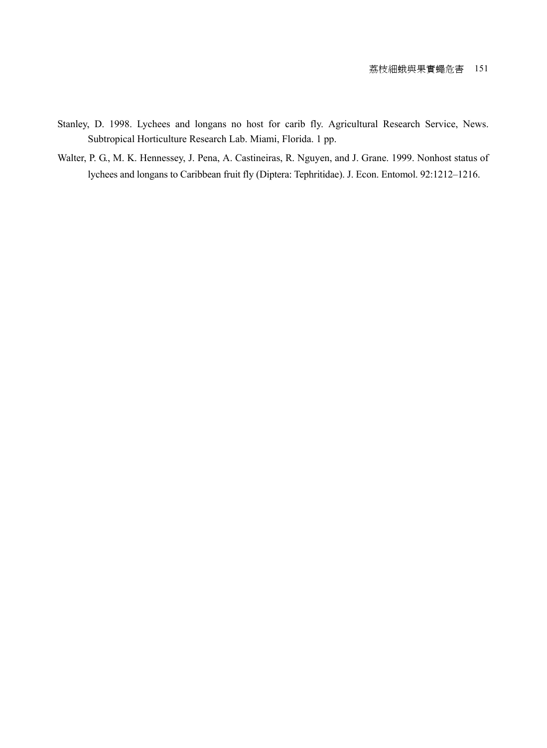Stanley, D. 1998. Lychees and longans no host for carib fly. Agricultural Research Service, News. Subtropical Horticulture Research Lab. Miami, Florida. 1 pp.

Walter, P. G., M. K. Hennessey, J. Pena, A. Castineiras, R. Nguyen, and J. Grane. 1999. Nonhost status of lychees and longans to Caribbean fruit fly (Diptera: Tephritidae). J. Econ. Entomol. 92:1212–1216.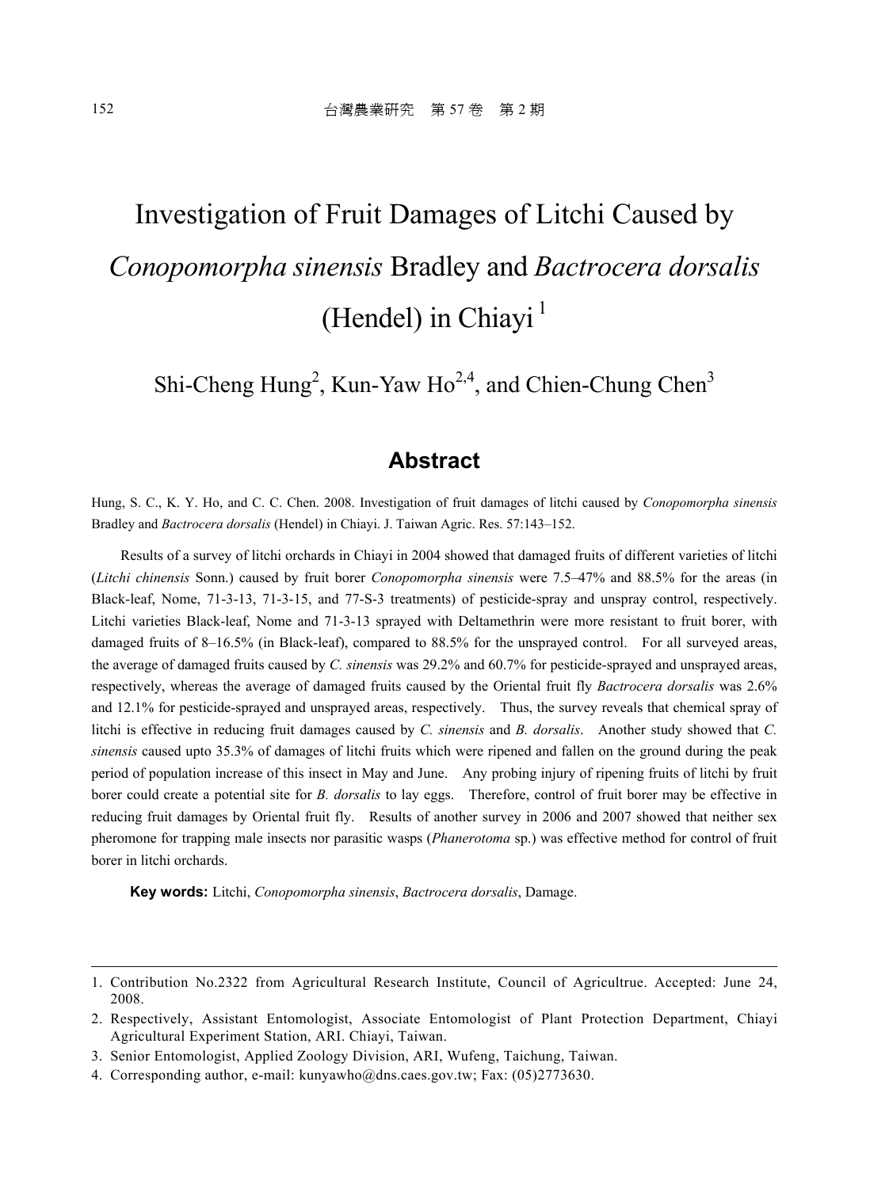# Investigation of Fruit Damages of Litchi Caused by *Conopomorpha sinensis* Bradley and *Bactrocera dorsalis* (Hendel) in Chiayi [1]

Shi-Cheng Hung[2], Kun-Yaw Ho[2,4], and Chien-Chung Chen[3]

## Abstract

Hung, S. C., K. Y. Ho, and C. C. Chen. 2008. Investigation of fruit damages of litchi caused by *Conopomorpha sinensis* Bradley and *Bactrocera dorsalis* (Hendel) in Chiayi. J. Taiwan Agric. Res. 57:143–152.

Results of a survey of litchi orchards in Chiayi in 2004 showed that damaged fruits of different varieties of litchi (*Litchi chinensis* Sonn.) caused by fruit borer *Conopomorpha sinensis* were 7.5–47% and 88.5% for the areas (in Black-leaf, Nome, 71-3-13, 71-3-15, and 77-S-3 treatments) of pesticide-spray and unspray control, respectively. Litchi varieties Black-leaf, Nome and 71-3-13 sprayed with Deltamethrin were more resistant to fruit borer, with damaged fruits of 8–16.5% (in Black-leaf), compared to 88.5% for the unsprayed control. For all surveyed areas, the average of damaged fruits caused by *C. sinensis* was 29.2% and 60.7% for pesticide-sprayed and unsprayed areas, respectively, whereas the average of damaged fruits caused by the Oriental fruit fly *Bactrocera dorsalis* was 2.6% and 12.1% for pesticide-sprayed and unsprayed areas, respectively. Thus, the survey reveals that chemical spray of litchi is effective in reducing fruit damages caused by *C. sinensis* and *B. dorsalis*. Another study showed that *C. sinensis* caused upto 35.3% of damages of litchi fruits which were ripened and fallen on the ground during the peak period of population increase of this insect in May and June. Any probing injury of ripening fruits of litchi by fruit borer could create a potential site for *B. dorsalis* to lay eggs. Therefore, control of fruit borer may be effective in reducing fruit damages by Oriental fruit fly. Results of another survey in 2006 and 2007 showed that neither sex pheromone for trapping male insects nor parasitic wasps (*Phanerotoma* sp.) was effective method for control of fruit borer in litchi orchards.

**Key words:** Litchi, *Conopomorpha sinensis*, *Bactrocera dorsalis*, Damage.

---

1. Contribution No.2322 from Agricultural Research Institute, Council of Agricultrue. Accepted: June 24, 2008.
2. Respectively, Assistant Entomologist, Associate Entomologist of Plant Protection Department, Chiayi Agricultural Experiment Station, ARI. Chiayi, Taiwan.
3. Senior Entomologist, Applied Zoology Division, ARI, Wufeng, Taichung, Taiwan.
4. Corresponding author, e-mail: kunyawho@dns.caes.gov.tw; Fax: (05)2773630.